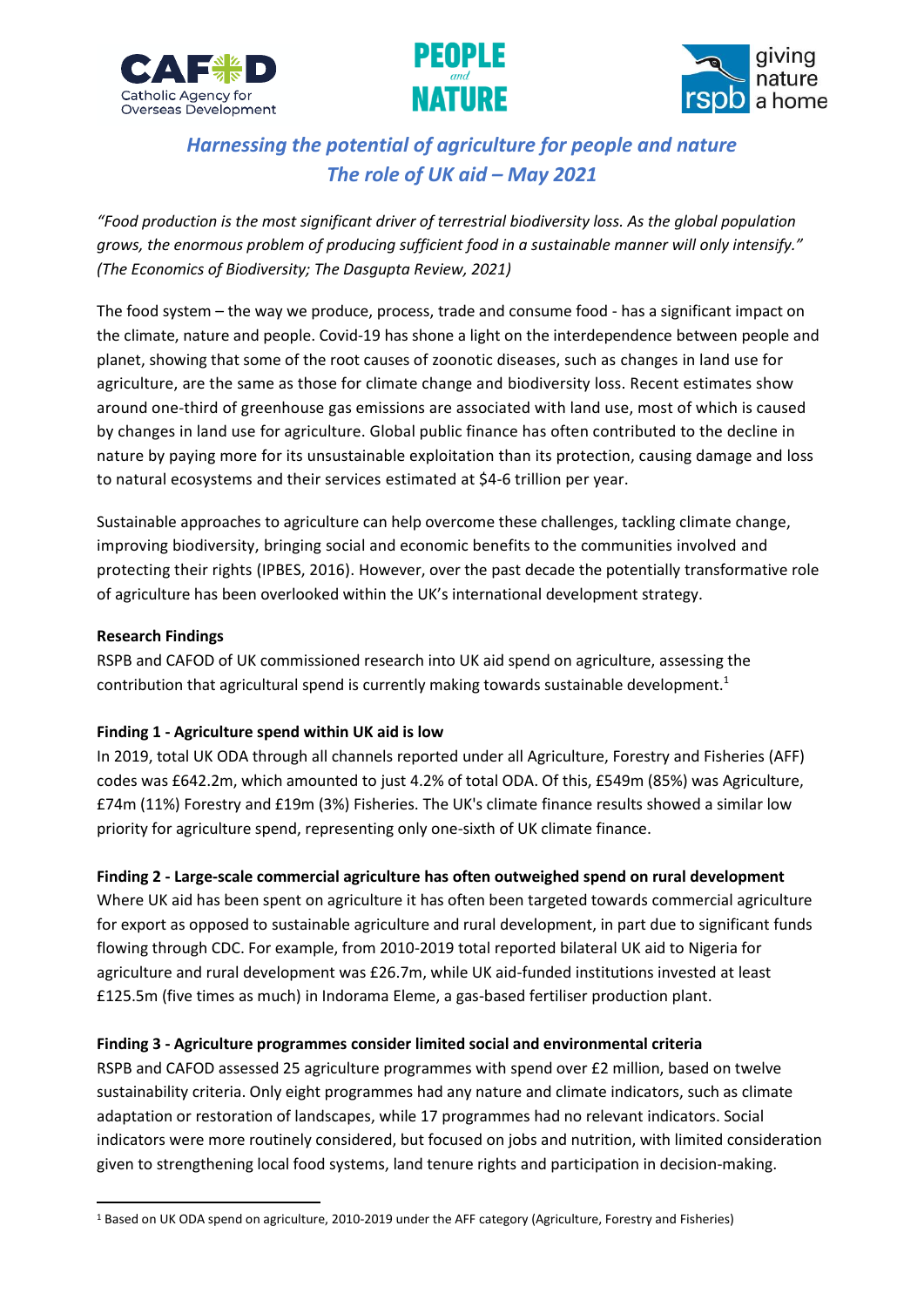# *Harnessing the potential of agriculture for people and nature*
# *The role of UK aid – May 2021*

*"Food production is the most significant driver of terrestrial biodiversity loss. As the global population grows, the enormous problem of producing sufficient food in a sustainable manner will only intensify." (The Economics of Biodiversity; The Dasgupta Review, 2021)*

The food system – the way we produce, process, trade and consume food - has a significant impact on the climate, nature and people. Covid-19 has shone a light on the interdependence between people and planet, showing that some of the root causes of zoonotic diseases, such as changes in land use for agriculture, are the same as those for climate change and biodiversity loss. Recent estimates show around one-third of greenhouse gas emissions are associated with land use, most of which is caused by changes in land use for agriculture. Global public finance has often contributed to the decline in nature by paying more for its unsustainable exploitation than its protection, causing damage and loss to natural ecosystems and their services estimated at $4-6 trillion per year.

Sustainable approaches to agriculture can help overcome these challenges, tackling climate change, improving biodiversity, bringing social and economic benefits to the communities involved and protecting their rights (IPBES, 2016). However, over the past decade the potentially transformative role of agriculture has been overlooked within the UK's international development strategy.

**Research Findings**

RSPB and CAFOD of UK commissioned research into UK aid spend on agriculture, assessing the contribution that agricultural spend is currently making towards sustainable development.[1]

**Finding 1 - Agriculture spend within UK aid is low**

In 2019, total UK ODA through all channels reported under all Agriculture, Forestry and Fisheries (AFF) codes was £642.2m, which amounted to just 4.2% of total ODA. Of this, £549m (85%) was Agriculture, £74m (11%) Forestry and £19m (3%) Fisheries. The UK's climate finance results showed a similar low priority for agriculture spend, representing only one-sixth of UK climate finance.

**Finding 2 - Large-scale commercial agriculture has often outweighed spend on rural development**

Where UK aid has been spent on agriculture it has often been targeted towards commercial agriculture for export as opposed to sustainable agriculture and rural development, in part due to significant funds flowing through CDC. For example, from 2010-2019 total reported bilateral UK aid to Nigeria for agriculture and rural development was £26.7m, while UK aid-funded institutions invested at least £125.5m (five times as much) in Indorama Eleme, a gas-based fertiliser production plant.

**Finding 3 - Agriculture programmes consider limited social and environmental criteria**

RSPB and CAFOD assessed 25 agriculture programmes with spend over £2 million, based on twelve sustainability criteria. Only eight programmes had any nature and climate indicators, such as climate adaptation or restoration of landscapes, while 17 programmes had no relevant indicators. Social indicators were more routinely considered, but focused on jobs and nutrition, with limited consideration given to strengthening local food systems, land tenure rights and participation in decision-making.

[1] Based on UK ODA spend on agriculture, 2010-2019 under the AFF category (Agriculture, Forestry and Fisheries)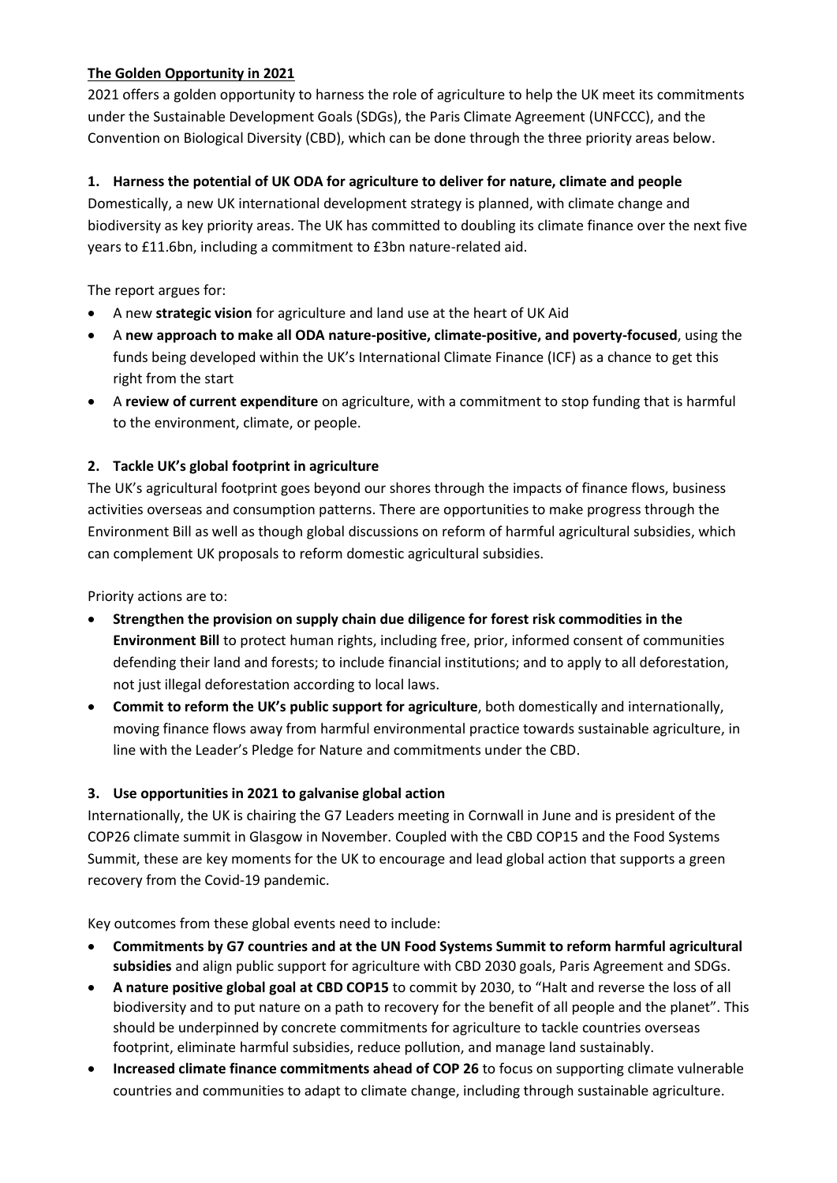## The Golden Opportunity in 2021

2021 offers a golden opportunity to harness the role of agriculture to help the UK meet its commitments under the Sustainable Development Goals (SDGs), the Paris Climate Agreement (UNFCCC), and the Convention on Biological Diversity (CBD), which can be done through the three priority areas below.

### 1. Harness the potential of UK ODA for agriculture to deliver for nature, climate and people

Domestically, a new UK international development strategy is planned, with climate change and biodiversity as key priority areas. The UK has committed to doubling its climate finance over the next five years to £11.6bn, including a commitment to £3bn nature-related aid.

The report argues for:

- A new **strategic vision** for agriculture and land use at the heart of UK Aid
- A **new approach to make all ODA nature-positive, climate-positive, and poverty-focused**, using the funds being developed within the UK's International Climate Finance (ICF) as a chance to get this right from the start
- A **review of current expenditure** on agriculture, with a commitment to stop funding that is harmful to the environment, climate, or people.

### 2. Tackle UK's global footprint in agriculture

The UK's agricultural footprint goes beyond our shores through the impacts of finance flows, business activities overseas and consumption patterns. There are opportunities to make progress through the Environment Bill as well as though global discussions on reform of harmful agricultural subsidies, which can complement UK proposals to reform domestic agricultural subsidies.

Priority actions are to:

- **Strengthen the provision on supply chain due diligence for forest risk commodities in the Environment Bill** to protect human rights, including free, prior, informed consent of communities defending their land and forests; to include financial institutions; and to apply to all deforestation, not just illegal deforestation according to local laws.
- **Commit to reform the UK's public support for agriculture**, both domestically and internationally, moving finance flows away from harmful environmental practice towards sustainable agriculture, in line with the Leader's Pledge for Nature and commitments under the CBD.

### 3. Use opportunities in 2021 to galvanise global action

Internationally, the UK is chairing the G7 Leaders meeting in Cornwall in June and is president of the COP26 climate summit in Glasgow in November. Coupled with the CBD COP15 and the Food Systems Summit, these are key moments for the UK to encourage and lead global action that supports a green recovery from the Covid-19 pandemic.

Key outcomes from these global events need to include:

- **Commitments by G7 countries and at the UN Food Systems Summit to reform harmful agricultural subsidies** and align public support for agriculture with CBD 2030 goals, Paris Agreement and SDGs.
- **A nature positive global goal at CBD COP15** to commit by 2030, to "Halt and reverse the loss of all biodiversity and to put nature on a path to recovery for the benefit of all people and the planet". This should be underpinned by concrete commitments for agriculture to tackle countries overseas footprint, eliminate harmful subsidies, reduce pollution, and manage land sustainably.
- **Increased climate finance commitments ahead of COP 26** to focus on supporting climate vulnerable countries and communities to adapt to climate change, including through sustainable agriculture.